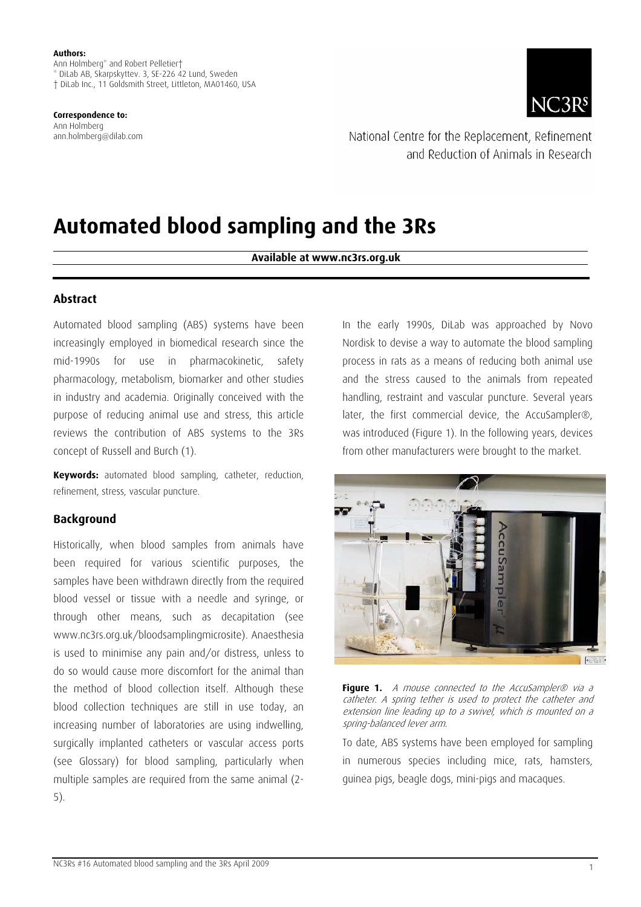**Authors:**
Ann Holmberg[*] and Robert Pelletier[†]
[*] DiLab AB, Skarpskyttev. 3, SE-226 42 Lund, Sweden
[†] DiLab Inc., 11 Goldsmith Street, Littleton, MA01460, USA

**Correspondence to:**
Ann Holmberg
ann.holmberg@dilab.com

NC3Rs

National Centre for the Replacement, Refinement and Reduction of Animals in Research

# Automated blood sampling and the 3Rs

**Available at www.nc3rs.org.uk**

## Abstract

Automated blood sampling (ABS) systems have been increasingly employed in biomedical research since the mid-1990s for use in pharmacokinetic, safety pharmacology, metabolism, biomarker and other studies in industry and academia. Originally conceived with the purpose of reducing animal use and stress, this article reviews the contribution of ABS systems to the 3Rs concept of Russell and Burch (1).

**Keywords:** automated blood sampling, catheter, reduction, refinement, stress, vascular puncture.

## Background

Historically, when blood samples from animals have been required for various scientific purposes, the samples have been withdrawn directly from the required blood vessel or tissue with a needle and syringe, or through other means, such as decapitation (see www.nc3rs.org.uk/bloodsamplingmicrosite). Anaesthesia is used to minimise any pain and/or distress, unless to do so would cause more discomfort for the animal than the method of blood collection itself. Although these blood collection techniques are still in use today, an increasing number of laboratories are using indwelling, surgically implanted catheters or vascular access ports (see Glossary) for blood sampling, particularly when multiple samples are required from the same animal (2-5).

In the early 1990s, DiLab was approached by Novo Nordisk to devise a way to automate the blood sampling process in rats as a means of reducing both animal use and the stress caused to the animals from repeated handling, restraint and vascular puncture. Several years later, the first commercial device, the AccuSampler®, was introduced (Figure 1). In the following years, devices from other manufacturers were brought to the market.

**Figure 1.** *A mouse connected to the AccuSampler® via a catheter. A spring tether is used to protect the catheter and extension line leading up to a swivel, which is mounted on a spring-balanced lever arm.*

To date, ABS systems have been employed for sampling in numerous species including mice, rats, hamsters, guinea pigs, beagle dogs, mini-pigs and macaques.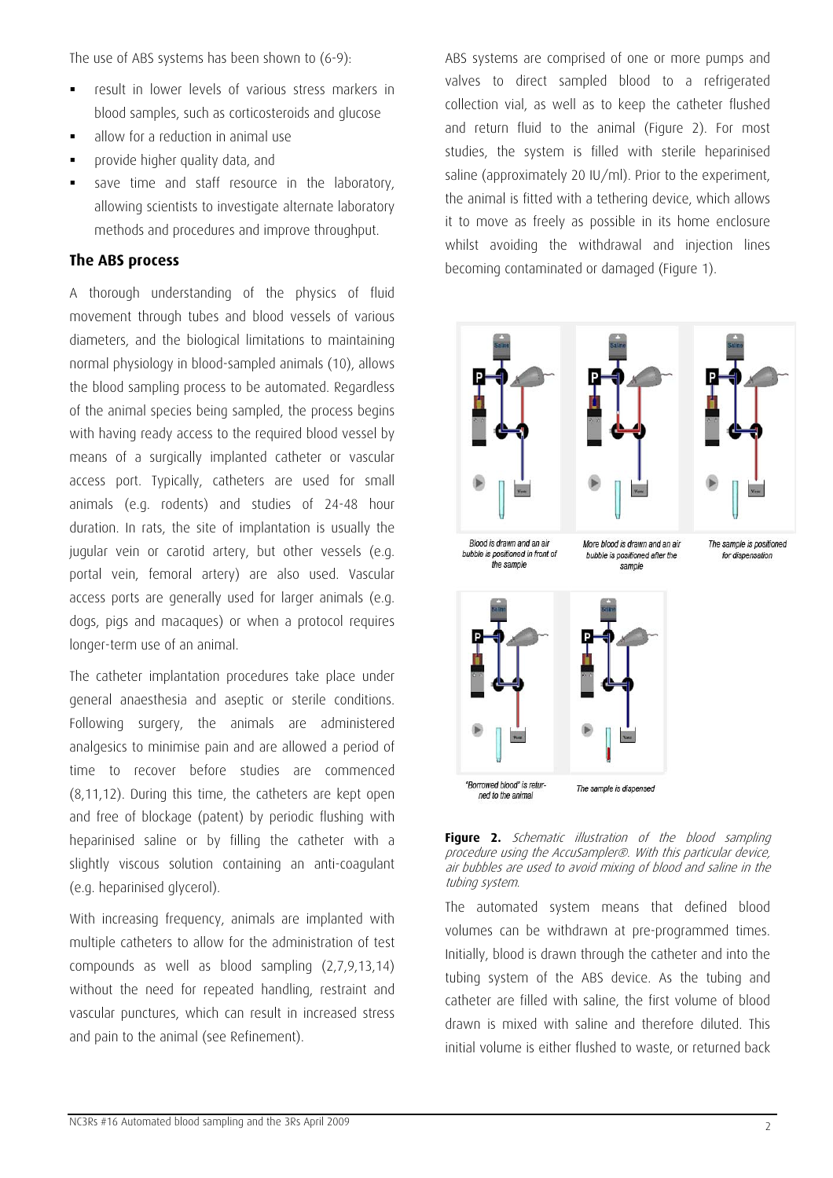The use of ABS systems has been shown to (6-9):

- result in lower levels of various stress markers in blood samples, such as corticosteroids and glucose
- allow for a reduction in animal use
- provide higher quality data, and
- save time and staff resource in the laboratory, allowing scientists to investigate alternate laboratory methods and procedures and improve throughput.

## The ABS process

A thorough understanding of the physics of fluid movement through tubes and blood vessels of various diameters, and the biological limitations to maintaining normal physiology in blood-sampled animals (10), allows the blood sampling process to be automated. Regardless of the animal species being sampled, the process begins with having ready access to the required blood vessel by means of a surgically implanted catheter or vascular access port. Typically, catheters are used for small animals (e.g. rodents) and studies of 24-48 hour duration. In rats, the site of implantation is usually the jugular vein or carotid artery, but other vessels (e.g. portal vein, femoral artery) are also used. Vascular access ports are generally used for larger animals (e.g. dogs, pigs and macaques) or when a protocol requires longer-term use of an animal.

The catheter implantation procedures take place under general anaesthesia and aseptic or sterile conditions. Following surgery, the animals are administered analgesics to minimise pain and are allowed a period of time to recover before studies are commenced (8,11,12). During this time, the catheters are kept open and free of blockage (patent) by periodic flushing with heparinised saline or by filling the catheter with a slightly viscous solution containing an anti-coagulant (e.g. heparinised glycerol).

With increasing frequency, animals are implanted with multiple catheters to allow for the administration of test compounds as well as blood sampling (2,7,9,13,14) without the need for repeated handling, restraint and vascular punctures, which can result in increased stress and pain to the animal (see Refinement).

ABS systems are comprised of one or more pumps and valves to direct sampled blood to a refrigerated collection vial, as well as to keep the catheter flushed and return fluid to the animal (Figure 2). For most studies, the system is filled with sterile heparinised saline (approximately 20 IU/ml). Prior to the experiment, the animal is fitted with a tethering device, which allows it to move as freely as possible in its home enclosure whilst avoiding the withdrawal and injection lines becoming contaminated or damaged (Figure 1).

Blood is drawn and an air bubble is positioned in front of the sample

More blood is drawn and an air bubble is positioned after the sample

The sample is positioned for dispensation

"Borrowed blood" is returned to the animal

The sample is dispensed

**Figure 2.** *Schematic illustration of the blood sampling procedure using the AccuSampler®. With this particular device, air bubbles are used to avoid mixing of blood and saline in the tubing system.*

The automated system means that defined blood volumes can be withdrawn at pre-programmed times. Initially, blood is drawn through the catheter and into the tubing system of the ABS device. As the tubing and catheter are filled with saline, the first volume of blood drawn is mixed with saline and therefore diluted. This initial volume is either flushed to waste, or returned back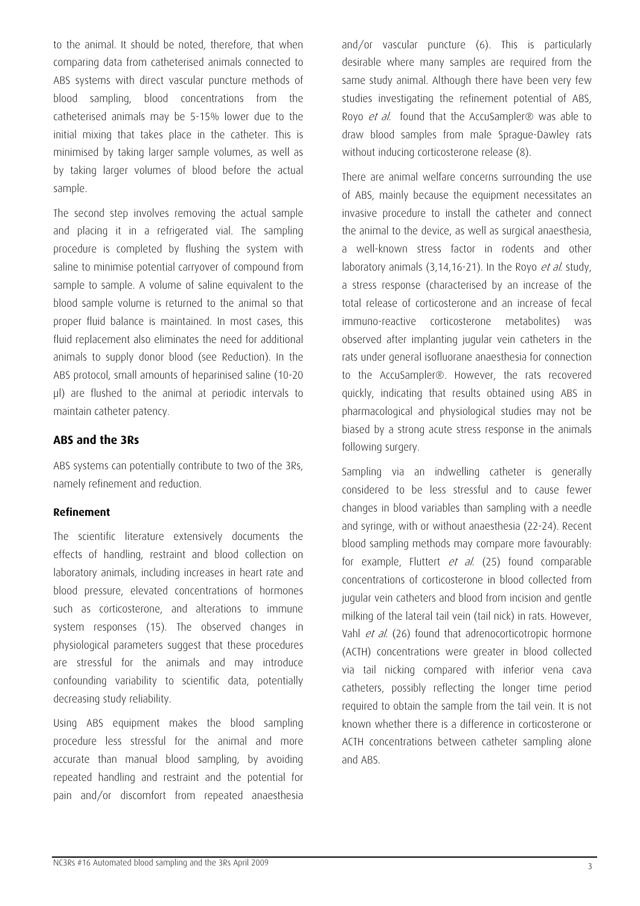to the animal. It should be noted, therefore, that when comparing data from catheterised animals connected to ABS systems with direct vascular puncture methods of blood sampling, blood concentrations from the catheterised animals may be 5-15% lower due to the initial mixing that takes place in the catheter. This is minimised by taking larger sample volumes, as well as by taking larger volumes of blood before the actual sample.

The second step involves removing the actual sample and placing it in a refrigerated vial. The sampling procedure is completed by flushing the system with saline to minimise potential carryover of compound from sample to sample. A volume of saline equivalent to the blood sample volume is returned to the animal so that proper fluid balance is maintained. In most cases, this fluid replacement also eliminates the need for additional animals to supply donor blood (see Reduction). In the ABS protocol, small amounts of heparinised saline (10-20 μl) are flushed to the animal at periodic intervals to maintain catheter patency.

## ABS and the 3Rs

ABS systems can potentially contribute to two of the 3Rs, namely refinement and reduction.

### Refinement

The scientific literature extensively documents the effects of handling, restraint and blood collection on laboratory animals, including increases in heart rate and blood pressure, elevated concentrations of hormones such as corticosterone, and alterations to immune system responses (15). The observed changes in physiological parameters suggest that these procedures are stressful for the animals and may introduce confounding variability to scientific data, potentially decreasing study reliability.

Using ABS equipment makes the blood sampling procedure less stressful for the animal and more accurate than manual blood sampling, by avoiding repeated handling and restraint and the potential for pain and/or discomfort from repeated anaesthesia and/or vascular puncture (6). This is particularly desirable where many samples are required from the same study animal. Although there have been very few studies investigating the refinement potential of ABS, Royo *et al.* found that the AccuSampler® was able to draw blood samples from male Sprague-Dawley rats without inducing corticosterone release (8).

There are animal welfare concerns surrounding the use of ABS, mainly because the equipment necessitates an invasive procedure to install the catheter and connect the animal to the device, as well as surgical anaesthesia, a well-known stress factor in rodents and other laboratory animals (3,14,16-21). In the Royo *et al.* study, a stress response (characterised by an increase of the total release of corticosterone and an increase of fecal immuno-reactive corticosterone metabolites) was observed after implanting jugular vein catheters in the rats under general isofluorane anaesthesia for connection to the AccuSampler®. However, the rats recovered quickly, indicating that results obtained using ABS in pharmacological and physiological studies may not be biased by a strong acute stress response in the animals following surgery.

Sampling via an indwelling catheter is generally considered to be less stressful and to cause fewer changes in blood variables than sampling with a needle and syringe, with or without anaesthesia (22-24). Recent blood sampling methods may compare more favourably: for example, Fluttert *et al.* (25) found comparable concentrations of corticosterone in blood collected from jugular vein catheters and blood from incision and gentle milking of the lateral tail vein (tail nick) in rats. However, Vahl *et al.* (26) found that adrenocorticotropic hormone (ACTH) concentrations were greater in blood collected via tail nicking compared with inferior vena cava catheters, possibly reflecting the longer time period required to obtain the sample from the tail vein. It is not known whether there is a difference in corticosterone or ACTH concentrations between catheter sampling alone and ABS.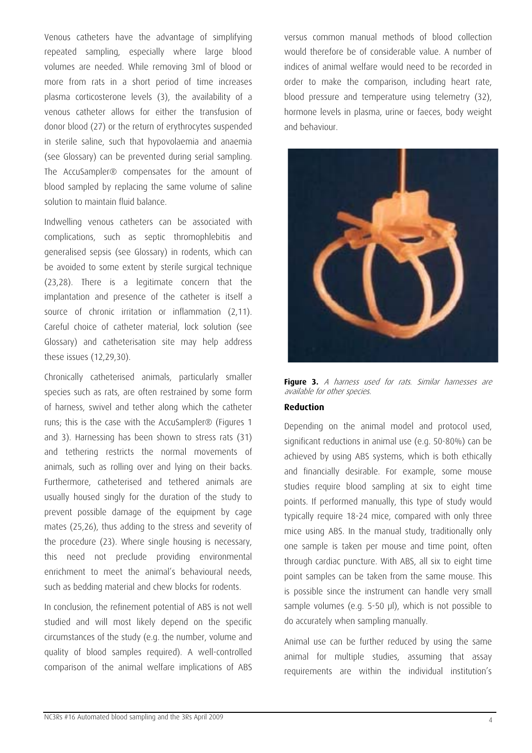Venous catheters have the advantage of simplifying repeated sampling, especially where large blood volumes are needed. While removing 3ml of blood or more from rats in a short period of time increases plasma corticosterone levels (3), the availability of a venous catheter allows for either the transfusion of donor blood (27) or the return of erythrocytes suspended in sterile saline, such that hypovolaemia and anaemia (see Glossary) can be prevented during serial sampling. The AccuSampler® compensates for the amount of blood sampled by replacing the same volume of saline solution to maintain fluid balance.

Indwelling venous catheters can be associated with complications, such as septic thromophlebitis and generalised sepsis (see Glossary) in rodents, which can be avoided to some extent by sterile surgical technique (23,28). There is a legitimate concern that the implantation and presence of the catheter is itself a source of chronic irritation or inflammation (2,11). Careful choice of catheter material, lock solution (see Glossary) and catheterisation site may help address these issues (12,29,30).

Chronically catheterised animals, particularly smaller species such as rats, are often restrained by some form of harness, swivel and tether along which the catheter runs; this is the case with the AccuSampler® (Figures 1 and 3). Harnessing has been shown to stress rats (31) and tethering restricts the normal movements of animals, such as rolling over and lying on their backs. Furthermore, catheterised and tethered animals are usually housed singly for the duration of the study to prevent possible damage of the equipment by cage mates (25,26), thus adding to the stress and severity of the procedure (23). Where single housing is necessary, this need not preclude providing environmental enrichment to meet the animal's behavioural needs, such as bedding material and chew blocks for rodents.

In conclusion, the refinement potential of ABS is not well studied and will most likely depend on the specific circumstances of the study (e.g. the number, volume and quality of blood samples required). A well-controlled comparison of the animal welfare implications of ABS versus common manual methods of blood collection would therefore be of considerable value. A number of indices of animal welfare would need to be recorded in order to make the comparison, including heart rate, blood pressure and temperature using telemetry (32), hormone levels in plasma, urine or faeces, body weight and behaviour.

**Figure 3.** *A harness used for rats. Similar harnesses are available for other species.*

### Reduction

Depending on the animal model and protocol used, significant reductions in animal use (e.g. 50-80%) can be achieved by using ABS systems, which is both ethically and financially desirable. For example, some mouse studies require blood sampling at six to eight time points. If performed manually, this type of study would typically require 18-24 mice, compared with only three mice using ABS. In the manual study, traditionally only one sample is taken per mouse and time point, often through cardiac puncture. With ABS, all six to eight time point samples can be taken from the same mouse. This is possible since the instrument can handle very small sample volumes (e.g. 5-50 µl), which is not possible to do accurately when sampling manually.

Animal use can be further reduced by using the same animal for multiple studies, assuming that assay requirements are within the individual institution's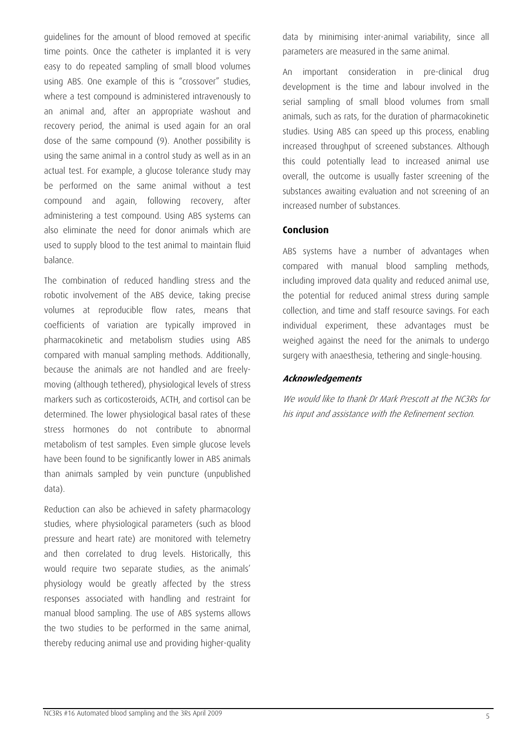guidelines for the amount of blood removed at specific time points. Once the catheter is implanted it is very easy to do repeated sampling of small blood volumes using ABS. One example of this is "crossover" studies, where a test compound is administered intravenously to an animal and, after an appropriate washout and recovery period, the animal is used again for an oral dose of the same compound (9). Another possibility is using the same animal in a control study as well as in an actual test. For example, a glucose tolerance study may be performed on the same animal without a test compound and again, following recovery, after administering a test compound. Using ABS systems can also eliminate the need for donor animals which are used to supply blood to the test animal to maintain fluid balance.

The combination of reduced handling stress and the robotic involvement of the ABS device, taking precise volumes at reproducible flow rates, means that coefficients of variation are typically improved in pharmacokinetic and metabolism studies using ABS compared with manual sampling methods. Additionally, because the animals are not handled and are freely-moving (although tethered), physiological levels of stress markers such as corticosteroids, ACTH, and cortisol can be determined. The lower physiological basal rates of these stress hormones do not contribute to abnormal metabolism of test samples. Even simple glucose levels have been found to be significantly lower in ABS animals than animals sampled by vein puncture (unpublished data).

Reduction can also be achieved in safety pharmacology studies, where physiological parameters (such as blood pressure and heart rate) are monitored with telemetry and then correlated to drug levels. Historically, this would require two separate studies, as the animals' physiology would be greatly affected by the stress responses associated with handling and restraint for manual blood sampling. The use of ABS systems allows the two studies to be performed in the same animal, thereby reducing animal use and providing higher-quality data by minimising inter-animal variability, since all parameters are measured in the same animal.

An important consideration in pre-clinical drug development is the time and labour involved in the serial sampling of small blood volumes from small animals, such as rats, for the duration of pharmacokinetic studies. Using ABS can speed up this process, enabling increased throughput of screened substances. Although this could potentially lead to increased animal use overall, the outcome is usually faster screening of the substances awaiting evaluation and not screening of an increased number of substances.

## Conclusion

ABS systems have a number of advantages when compared with manual blood sampling methods, including improved data quality and reduced animal use, the potential for reduced animal stress during sample collection, and time and staff resource savings. For each individual experiment, these advantages must be weighed against the need for the animals to undergo surgery with anaesthesia, tethering and single-housing.

### *Acknowledgements*

*We would like to thank Dr Mark Prescott at the NC3Rs for his input and assistance with the Refinement section.*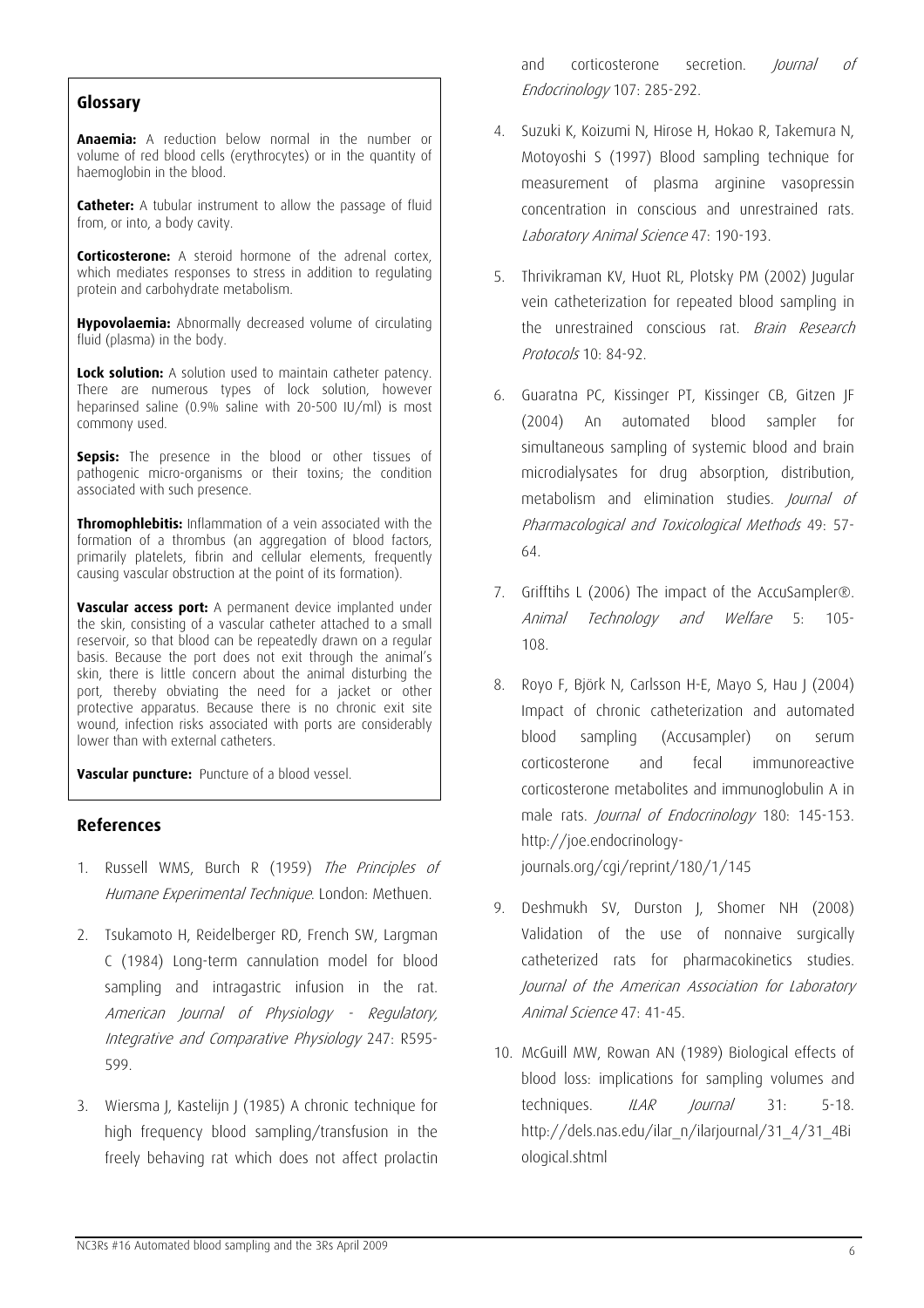## Glossary

**Anaemia:** A reduction below normal in the number or volume of red blood cells (erythrocytes) or in the quantity of haemoglobin in the blood.

**Catheter:** A tubular instrument to allow the passage of fluid from, or into, a body cavity.

**Corticosterone:** A steroid hormone of the adrenal cortex, which mediates responses to stress in addition to regulating protein and carbohydrate metabolism.

**Hypovolaemia:** Abnormally decreased volume of circulating fluid (plasma) in the body.

**Lock solution:** A solution used to maintain catheter patency. There are numerous types of lock solution, however heparinsed saline (0.9% saline with 20-500 IU/ml) is most commony used.

**Sepsis:** The presence in the blood or other tissues of pathogenic micro-organisms or their toxins; the condition associated with such presence.

**Thromophlebitis:** Inflammation of a vein associated with the formation of a thrombus (an aggregation of blood factors, primarily platelets, fibrin and cellular elements, frequently causing vascular obstruction at the point of its formation).

**Vascular access port:** A permanent device implanted under the skin, consisting of a vascular catheter attached to a small reservoir, so that blood can be repeatedly drawn on a regular basis. Because the port does not exit through the animal's skin, there is little concern about the animal disturbing the port, thereby obviating the need for a jacket or other protective apparatus. Because there is no chronic exit site wound, infection risks associated with ports are considerably lower than with external catheters.

**Vascular puncture:** Puncture of a blood vessel.

## References

1. Russell WMS, Burch R (1959) *The Principles of Humane Experimental Technique*. London: Methuen.

2. Tsukamoto H, Reidelberger RD, French SW, Largman C (1984) Long-term cannulation model for blood sampling and intragastric infusion in the rat. *American Journal of Physiology - Regulatory, Integrative and Comparative Physiology* 247: R595-599.

3. Wiersma J, Kastelijn J (1985) A chronic technique for high frequency blood sampling/transfusion in the freely behaving rat which does not affect prolactin and corticosterone secretion. *Journal of Endocrinology* 107: 285-292.

4. Suzuki K, Koizumi N, Hirose H, Hokao R, Takemura N, Motoyoshi S (1997) Blood sampling technique for measurement of plasma arginine vasopressin concentration in conscious and unrestrained rats. *Laboratory Animal Science* 47: 190-193.

5. Thrivikraman KV, Huot RL, Plotsky PM (2002) Jugular vein catheterization for repeated blood sampling in the unrestrained conscious rat. *Brain Research Protocols* 10: 84-92.

6. Guaratna PC, Kissinger PT, Kissinger CB, Gitzen JF (2004) An automated blood sampler for simultaneous sampling of systemic blood and brain microdialysates for drug absorption, distribution, metabolism and elimination studies. *Journal of Pharmacological and Toxicological Methods* 49: 57-64.

7. Grifftihs L (2006) The impact of the AccuSampler®. *Animal Technology and Welfare* 5: 105-108.

8. Royo F, Björk N, Carlsson H-E, Mayo S, Hau J (2004) Impact of chronic catheterization and automated blood sampling (Accusampler) on serum corticosterone and fecal immunoreactive corticosterone metabolites and immunoglobulin A in male rats. *Journal of Endocrinology* 180: 145-153. http://joe.endocrinology-journals.org/cgi/reprint/180/1/145

9. Deshmukh SV, Durston J, Shomer NH (2008) Validation of the use of nonnaive surgically catheterized rats for pharmacokinetics studies. *Journal of the American Association for Laboratory Animal Science* 47: 41-45.

10. McGuill MW, Rowan AN (1989) Biological effects of blood loss: implications for sampling volumes and techniques. *ILAR Journal* 31: 5-18. http://dels.nas.edu/ilar_n/ilarjournal/31_4/31_4Biological.shtml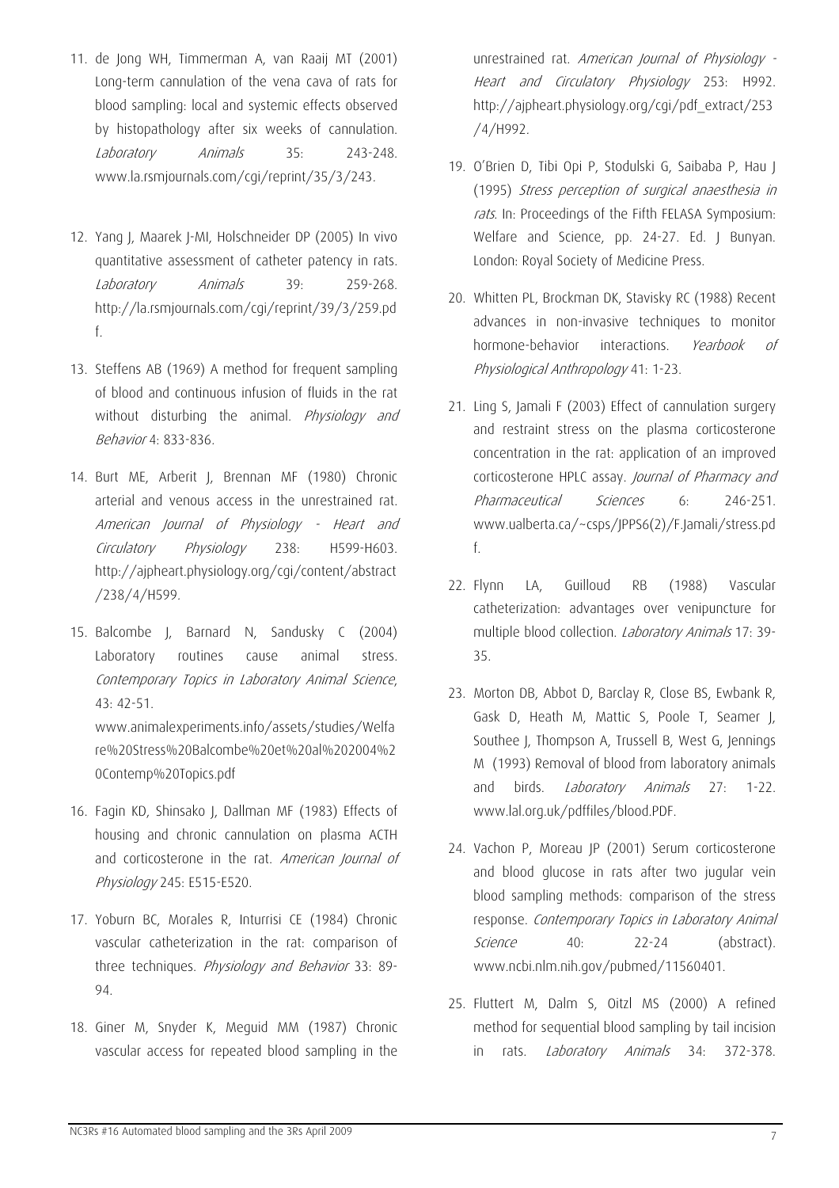11. de Jong WH, Timmerman A, van Raaij MT (2001) Long-term cannulation of the vena cava of rats for blood sampling: local and systemic effects observed by histopathology after six weeks of cannulation. *Laboratory Animals* 35: 243-248. www.la.rsmjournals.com/cgi/reprint/35/3/243.

12. Yang J, Maarek J-MI, Holschneider DP (2005) In vivo quantitative assessment of catheter patency in rats. *Laboratory Animals* 39: 259-268. http://la.rsmjournals.com/cgi/reprint/39/3/259.pdf.

13. Steffens AB (1969) A method for frequent sampling of blood and continuous infusion of fluids in the rat without disturbing the animal. *Physiology and Behavior* 4: 833-836.

14. Burt ME, Arberit J, Brennan MF (1980) Chronic arterial and venous access in the unrestrained rat. *American Journal of Physiology - Heart and Circulatory Physiology* 238: H599-H603. http://ajpheart.physiology.org/cgi/content/abstract/238/4/H599.

15. Balcombe J, Barnard N, Sandusky C (2004) Laboratory routines cause animal stress. *Contemporary Topics in Laboratory Animal Science*, 43: 42-51. www.animalexperiments.info/assets/studies/Welfare%20Stress%20Balcombe%20et%20al%202004%20Contemp%20Topics.pdf

16. Fagin KD, Shinsako J, Dallman MF (1983) Effects of housing and chronic cannulation on plasma ACTH and corticosterone in the rat. *American Journal of Physiology* 245: E515-E520.

17. Yoburn BC, Morales R, Inturrisi CE (1984) Chronic vascular catheterization in the rat: comparison of three techniques. *Physiology and Behavior* 33: 89-94.

18. Giner M, Snyder K, Meguid MM (1987) Chronic vascular access for repeated blood sampling in the unrestrained rat. *American Journal of Physiology - Heart and Circulatory Physiology* 253: H992. http://ajpheart.physiology.org/cgi/pdf_extract/253/4/H992.

19. O'Brien D, Tibi Opi P, Stodulski G, Saibaba P, Hau J (1995) *Stress perception of surgical anaesthesia in rats*. In: Proceedings of the Fifth FELASA Symposium: Welfare and Science, pp. 24-27. Ed. J Bunyan. London: Royal Society of Medicine Press.

20. Whitten PL, Brockman DK, Stavisky RC (1988) Recent advances in non-invasive techniques to monitor hormone-behavior interactions. *Yearbook of Physiological Anthropology* 41: 1-23.

21. Ling S, Jamali F (2003) Effect of cannulation surgery and restraint stress on the plasma corticosterone concentration in the rat: application of an improved corticosterone HPLC assay. *Journal of Pharmacy and Pharmaceutical Sciences* 6: 246-251. www.ualberta.ca/~csps/JPPS6(2)/F.Jamali/stress.pdf.

22. Flynn LA, Guilloud RB (1988) Vascular catheterization: advantages over venipuncture for multiple blood collection. *Laboratory Animals* 17: 39-35.

23. Morton DB, Abbot D, Barclay R, Close BS, Ewbank R, Gask D, Heath M, Mattic S, Poole T, Seamer J, Southee J, Thompson A, Trussell B, West G, Jennings M (1993) Removal of blood from laboratory animals and birds. *Laboratory Animals* 27: 1-22. www.lal.org.uk/pdffiles/blood.PDF.

24. Vachon P, Moreau JP (2001) Serum corticosterone and blood glucose in rats after two jugular vein blood sampling methods: comparison of the stress response. *Contemporary Topics in Laboratory Animal Science* 40: 22-24 (abstract). www.ncbi.nlm.nih.gov/pubmed/11560401.

25. Fluttert M, Dalm S, Oitzl MS (2000) A refined method for sequential blood sampling by tail incision in rats. *Laboratory Animals* 34: 372-378.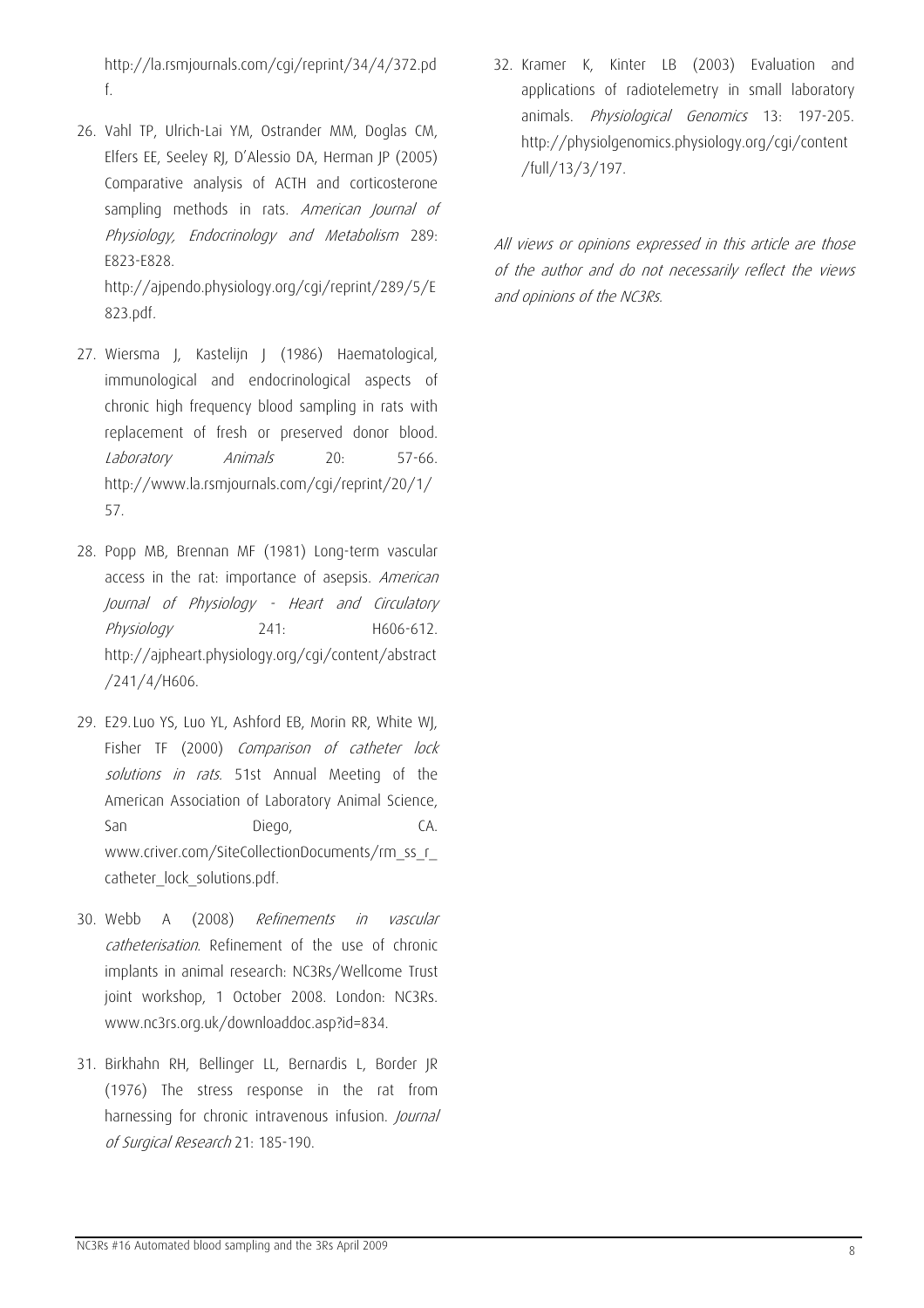http://la.rsmjournals.com/cgi/reprint/34/4/372.pdf.

26. Vahl TP, Ulrich-Lai YM, Ostrander MM, Doglas CM, Elfers EE, Seeley RJ, D'Alessio DA, Herman JP (2005) Comparative analysis of ACTH and corticosterone sampling methods in rats. *American Journal of Physiology, Endocrinology and Metabolism* 289: E823-E828. http://ajpendo.physiology.org/cgi/reprint/289/5/E823.pdf.

27. Wiersma J, Kastelijn J (1986) Haematological, immunological and endocrinological aspects of chronic high frequency blood sampling in rats with replacement of fresh or preserved donor blood. *Laboratory Animals* 20: 57-66. http://www.la.rsmjournals.com/cgi/reprint/20/1/57.

28. Popp MB, Brennan MF (1981) Long-term vascular access in the rat: importance of asepsis. *American Journal of Physiology - Heart and Circulatory Physiology* 241: H606-612. http://ajpheart.physiology.org/cgi/content/abstract/241/4/H606.

29. E29. Luo YS, Luo YL, Ashford EB, Morin RR, White WJ, Fisher TF (2000) *Comparison of catheter lock solutions in rats*. 51st Annual Meeting of the American Association of Laboratory Animal Science, San Diego, CA. www.criver.com/SiteCollectionDocuments/rm_ss_r_catheter_lock_solutions.pdf.

30. Webb A (2008) *Refinements in vascular catheterisation*. Refinement of the use of chronic implants in animal research: NC3Rs/Wellcome Trust joint workshop, 1 October 2008. London: NC3Rs. www.nc3rs.org.uk/downloaddoc.asp?id=834.

31. Birkhahn RH, Bellinger LL, Bernardis L, Border JR (1976) The stress response in the rat from harnessing for chronic intravenous infusion. *Journal of Surgical Research* 21: 185-190.

32. Kramer K, Kinter LB (2003) Evaluation and applications of radiotelemetry in small laboratory animals. *Physiological Genomics* 13: 197-205. http://physiolgenomics.physiology.org/cgi/content/full/13/3/197.

*All views or opinions expressed in this article are those of the author and do not necessarily reflect the views and opinions of the NC3Rs.*